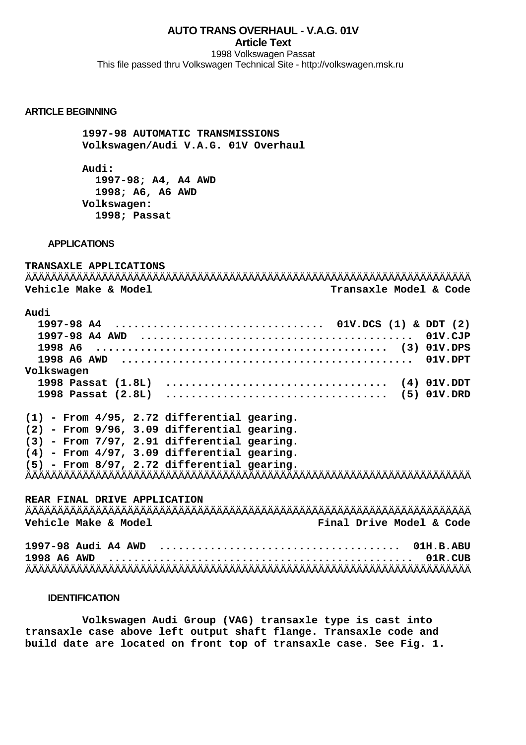# AUTO TRANS OVERHAUL - V.A.G. 01V

**Article Text**

1998 Volkswagen Passat

This file passed thru Volkswagen Technical Site - http://volkswagen.msk.ru

## ARTICLE BEGINNING

**1997-98 AUTOMATIC TRANSMISSIONS**
**Volkswagen/Audi V.A.G. 01V Overhaul**

**Audi:**
1997-98; A4, A4 AWD
1998; A6, A6 AWD
**Volkswagen:**
1998; Passat

### APPLICATIONS

**TRANSAXLE APPLICATIONS**

| Vehicle Make & Model | Transaxle Model & Code |
|---|---|
| **Audi** | |
| 1997-98 A4 | 01V.DCS (1) & DDT (2) |
| 1997-98 A4 AWD | 01V.CJP |
| 1998 A6 | (3) 01V.DPS |
| 1998 A6 AWD | 01V.DPT |
| **Volkswagen** | |
| 1998 Passat (1.8L) | (4) 01V.DDT |
| 1998 Passat (2.8L) | (5) 01V.DRD |

(1) - From 4/95, 2.72 differential gearing.
(2) - From 9/96, 3.09 differential gearing.
(3) - From 7/97, 2.91 differential gearing.
(4) - From 4/97, 3.09 differential gearing.
(5) - From 8/97, 2.72 differential gearing.

**REAR FINAL DRIVE APPLICATION**

| Vehicle Make & Model | Final Drive Model & Code |
|---|---|
| 1997-98 Audi A4 AWD | 01H.B.ABU |
| 1998 A6 AWD | 01R.CUB |

### IDENTIFICATION

Volkswagen Audi Group (VAG) transaxle type is cast into transaxle case above left output shaft flange. Transaxle code and build date are located on front top of transaxle case. See Fig. 1.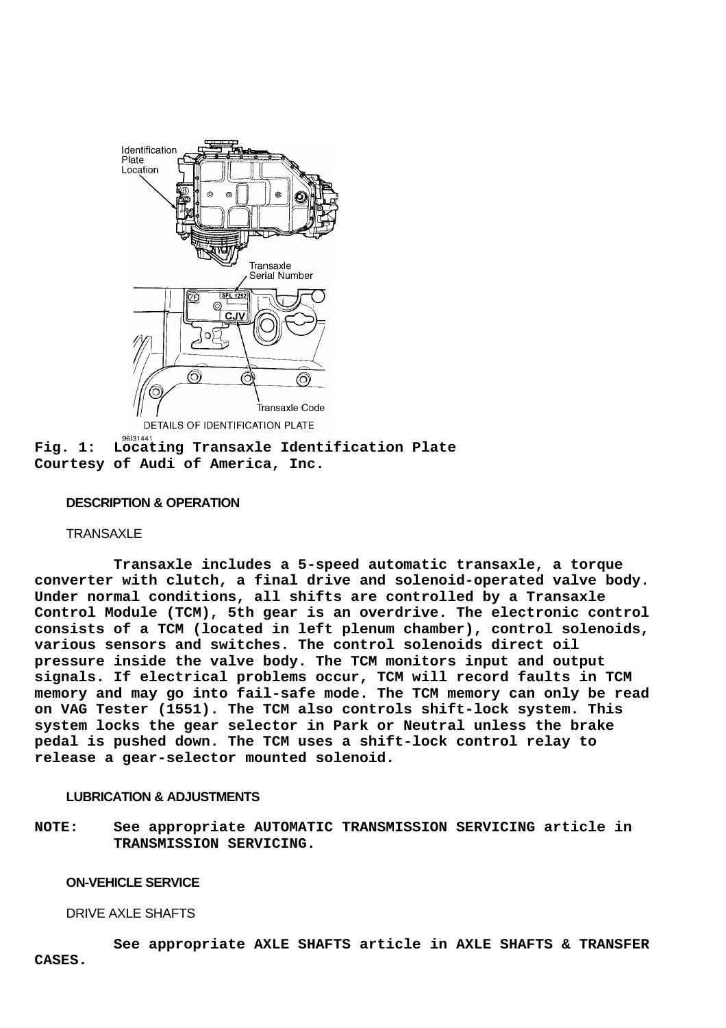**Fig. 1: Locating Transaxle Identification Plate**
**Courtesy of Audi of America, Inc.**

## DESCRIPTION & OPERATION

### TRANSAXLE

Transaxle includes a 5-speed automatic transaxle, a torque converter with clutch, a final drive and solenoid-operated valve body. Under normal conditions, all shifts are controlled by a Transaxle Control Module (TCM), 5th gear is an overdrive. The electronic control consists of a TCM (located in left plenum chamber), control solenoids, various sensors and switches. The control solenoids direct oil pressure inside the valve body. The TCM monitors input and output signals. If electrical problems occur, TCM will record faults in TCM memory and may go into fail-safe mode. The TCM memory can only be read on VAG Tester (1551). The TCM also controls shift-lock system. This system locks the gear selector in Park or Neutral unless the brake pedal is pushed down. The TCM uses a shift-lock control relay to release a gear-selector mounted solenoid.

## LUBRICATION & ADJUSTMENTS

**NOTE:** See appropriate AUTOMATIC TRANSMISSION SERVICING article in TRANSMISSION SERVICING.

## ON-VEHICLE SERVICE

### DRIVE AXLE SHAFTS

See appropriate AXLE SHAFTS article in AXLE SHAFTS & TRANSFER CASES.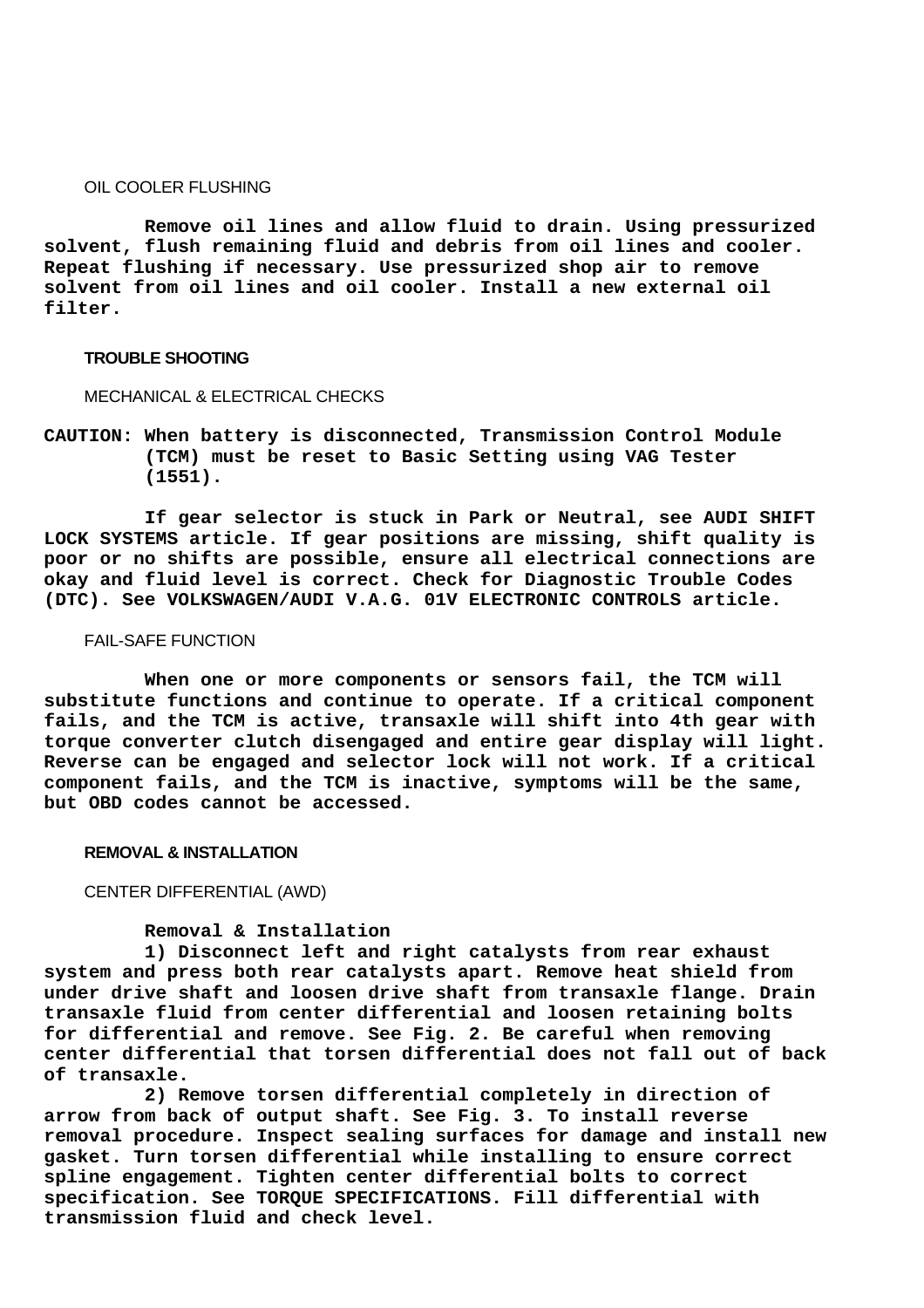### OIL COOLER FLUSHING

**Remove oil lines and allow fluid to drain. Using pressurized solvent, flush remaining fluid and debris from oil lines and cooler. Repeat flushing if necessary. Use pressurized shop air to remove solvent from oil lines and oil cooler. Install a new external oil filter.**

## TROUBLE SHOOTING

### MECHANICAL & ELECTRICAL CHECKS

**CAUTION: When battery is disconnected, Transmission Control Module (TCM) must be reset to Basic Setting using VAG Tester (1551).**

**If gear selector is stuck in Park or Neutral, see AUDI SHIFT LOCK SYSTEMS article. If gear positions are missing, shift quality is poor or no shifts are possible, ensure all electrical connections are okay and fluid level is correct. Check for Diagnostic Trouble Codes (DTC). See VOLKSWAGEN/AUDI V.A.G. 01V ELECTRONIC CONTROLS article.**

### FAIL-SAFE FUNCTION

**When one or more components or sensors fail, the TCM will substitute functions and continue to operate. If a critical component fails, and the TCM is active, transaxle will shift into 4th gear with torque converter clutch disengaged and entire gear display will light. Reverse can be engaged and selector lock will not work. If a critical component fails, and the TCM is inactive, symptoms will be the same, but OBD codes cannot be accessed.**

## REMOVAL & INSTALLATION

### CENTER DIFFERENTIAL (AWD)

**Removal & Installation**

**1) Disconnect left and right catalysts from rear exhaust system and press both rear catalysts apart. Remove heat shield from under drive shaft and loosen drive shaft from transaxle flange. Drain transaxle fluid from center differential and loosen retaining bolts for differential and remove. See Fig. 2. Be careful when removing center differential that torsen differential does not fall out of back of transaxle.**

**2) Remove torsen differential completely in direction of arrow from back of output shaft. See Fig. 3. To install reverse removal procedure. Inspect sealing surfaces for damage and install new gasket. Turn torsen differential while installing to ensure correct spline engagement. Tighten center differential bolts to correct specification. See TORQUE SPECIFICATIONS. Fill differential with transmission fluid and check level.**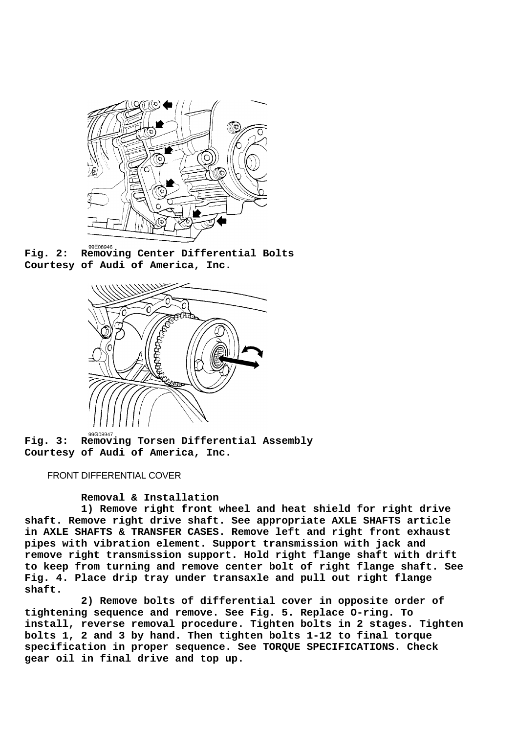Fig. 2: Removing Center Differential Bolts
Courtesy of Audi of America, Inc.

Fig. 3: Removing Torsen Differential Assembly
Courtesy of Audi of America, Inc.

FRONT DIFFERENTIAL COVER

**Removal & Installation**

**1) Remove right front wheel and heat shield for right drive shaft. Remove right drive shaft. See appropriate AXLE SHAFTS article in AXLE SHAFTS & TRANSFER CASES. Remove left and right front exhaust pipes with vibration element. Support transmission with jack and remove right transmission support. Hold right flange shaft with drift to keep from turning and remove center bolt of right flange shaft. See Fig. 4. Place drip tray under transaxle and pull out right flange shaft.**

**2) Remove bolts of differential cover in opposite order of tightening sequence and remove. See Fig. 5. Replace O-ring. To install, reverse removal procedure. Tighten bolts in 2 stages. Tighten bolts 1, 2 and 3 by hand. Then tighten bolts 1-12 to final torque specification in proper sequence. See TORQUE SPECIFICATIONS. Check gear oil in final drive and top up.**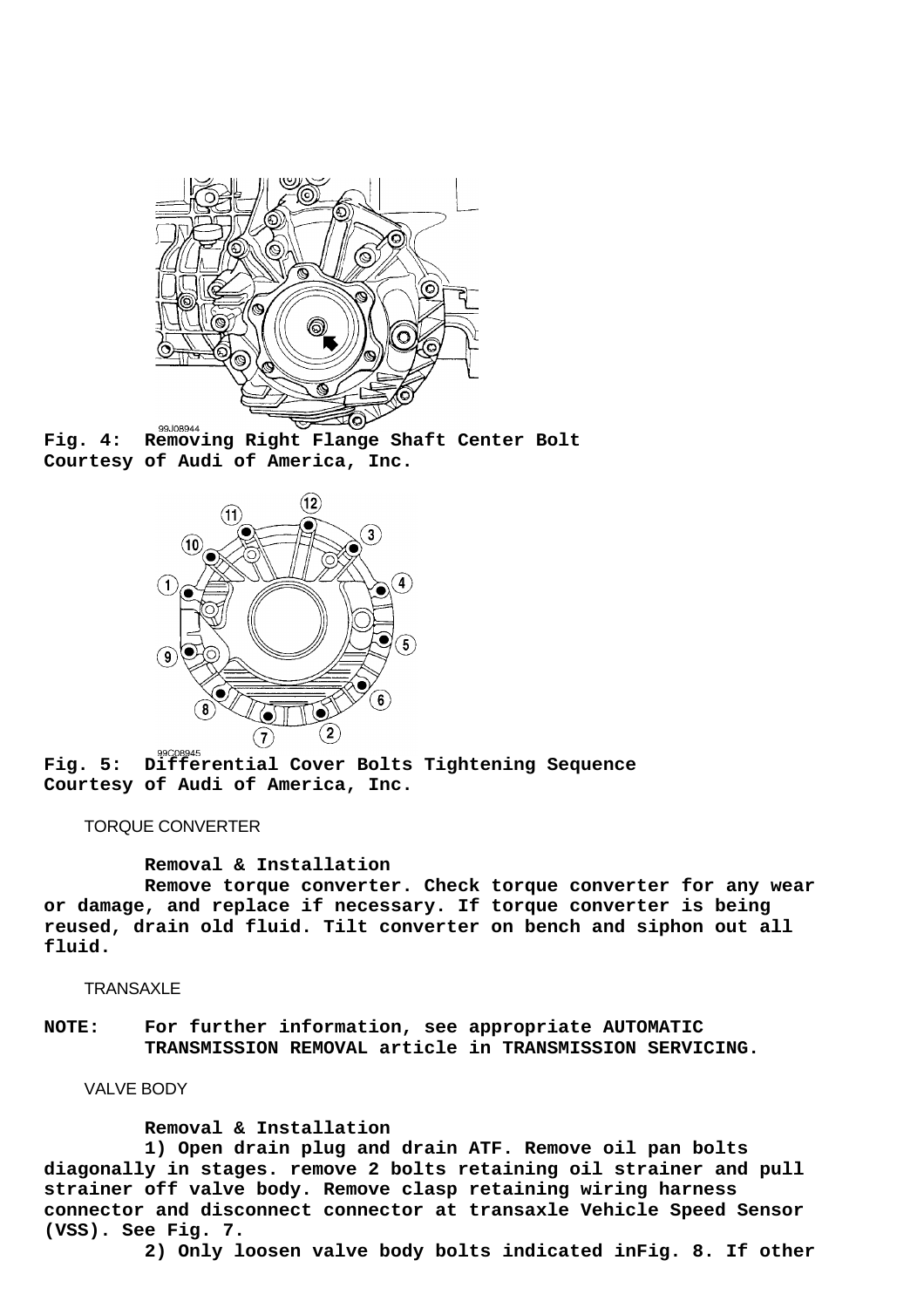**Fig. 4: Removing Right Flange Shaft Center Bolt**
**Courtesy of Audi of America, Inc.**

**Fig. 5: Differential Cover Bolts Tightening Sequence**
**Courtesy of Audi of America, Inc.**

TORQUE CONVERTER

**Removal & Installation**

**Remove torque converter. Check torque converter for any wear or damage, and replace if necessary. If torque converter is being reused, drain old fluid. Tilt converter on bench and siphon out all fluid.**

TRANSAXLE

**NOTE: For further information, see appropriate AUTOMATIC TRANSMISSION REMOVAL article in TRANSMISSION SERVICING.**

VALVE BODY

**Removal & Installation**

**1) Open drain plug and drain ATF. Remove oil pan bolts diagonally in stages. remove 2 bolts retaining oil strainer and pull strainer off valve body. Remove clasp retaining wiring harness connector and disconnect connector at transaxle Vehicle Speed Sensor (VSS). See Fig. 7.**

**2) Only loosen valve body bolts indicated inFig. 8. If other**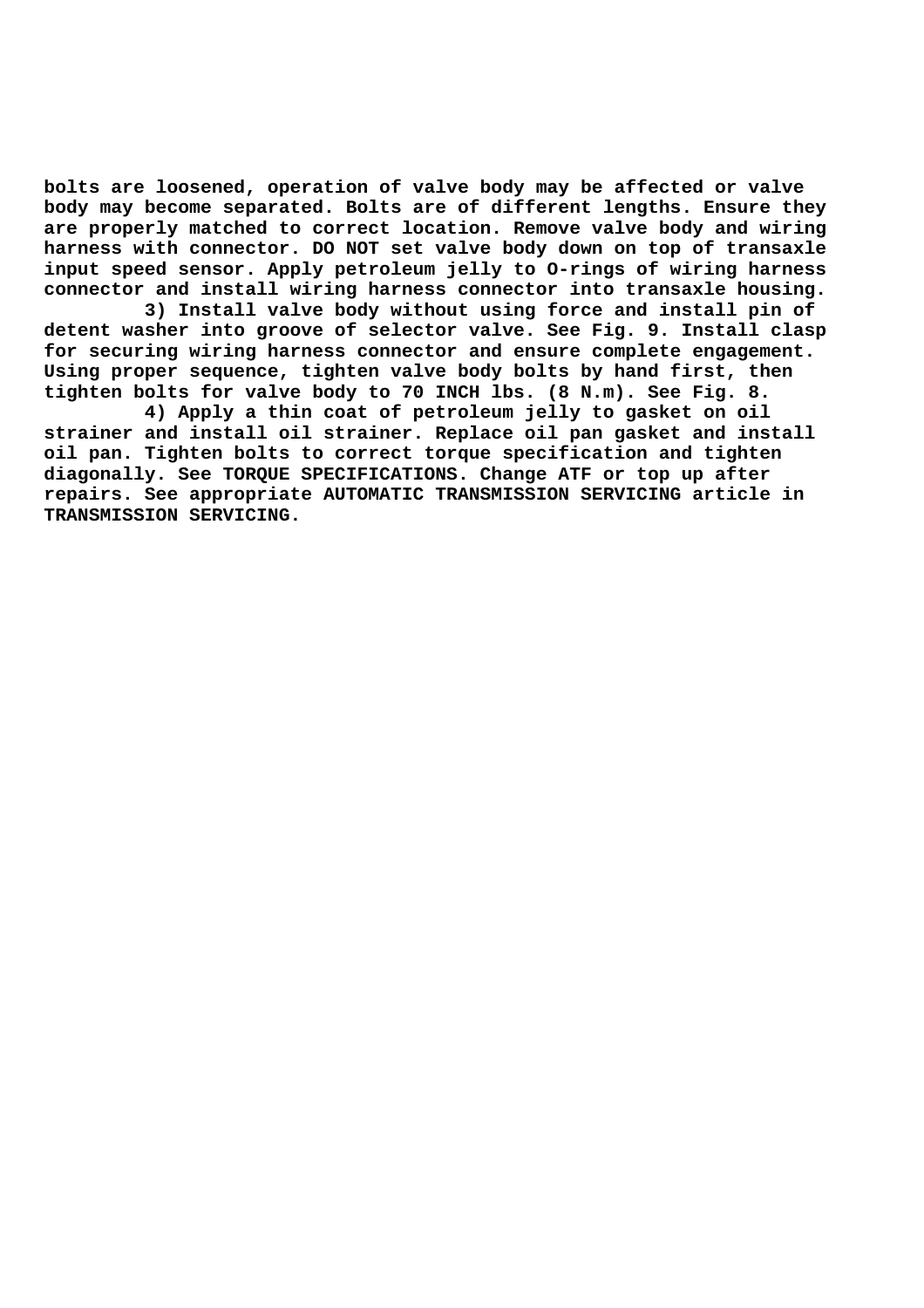bolts are loosened, operation of valve body may be affected or valve body may become separated. Bolts are of different lengths. Ensure they are properly matched to correct location. Remove valve body and wiring harness with connector. DO NOT set valve body down on top of transaxle input speed sensor. Apply petroleum jelly to O-rings of wiring harness connector and install wiring harness connector into transaxle housing.

3) Install valve body without using force and install pin of detent washer into groove of selector valve. See Fig. 9. Install clasp for securing wiring harness connector and ensure complete engagement. Using proper sequence, tighten valve body bolts by hand first, then tighten bolts for valve body to 70 INCH lbs. (8 N.m). See Fig. 8.

4) Apply a thin coat of petroleum jelly to gasket on oil strainer and install oil strainer. Replace oil pan gasket and install oil pan. Tighten bolts to correct torque specification and tighten diagonally. See TORQUE SPECIFICATIONS. Change ATF or top up after repairs. See appropriate AUTOMATIC TRANSMISSION SERVICING article in TRANSMISSION SERVICING.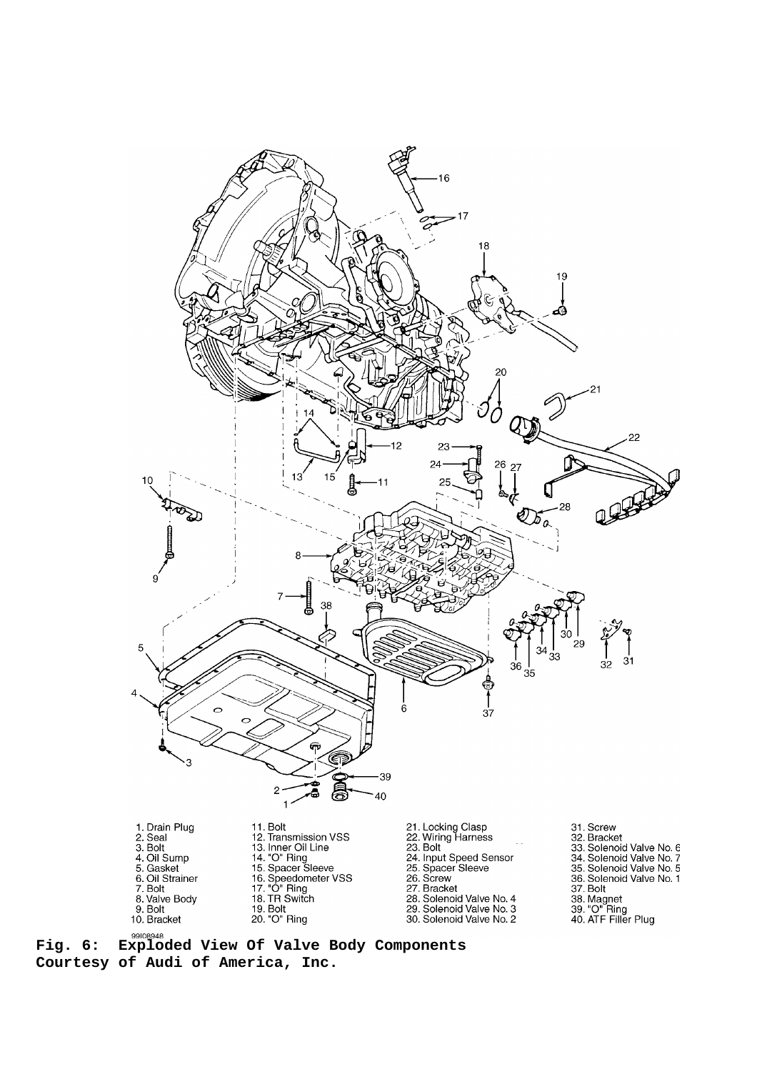1. Drain Plug
2. Seal
3. Bolt
4. Oil Sump
5. Gasket
6. Oil Strainer
7. Bolt
8. Valve Body
9. Bolt
10. Bracket
11. Bolt
12. Transmission VSS
13. Inner Oil Line
14. "O" Ring
15. Spacer Sleeve
16. Speedometer VSS
17. "O" Ring
18. TR Switch
19. Bolt
20. "O" Ring
21. Locking Clasp
22. Wiring Harness
23. Bolt
24. Input Speed Sensor
25. Spacer Sleeve
26. Screw
27. Bracket
28. Solenoid Valve No. 4
29. Solenoid Valve No. 3
30. Solenoid Valve No. 2
31. Screw
32. Bracket
33. Solenoid Valve No. 6
34. Solenoid Valve No. 7
35. Solenoid Valve No. 5
36. Solenoid Valve No. 1
37. Bolt
38. Magnet
39. "O" Ring
40. ATF Filler Plug

99I08948

**Fig. 6: Exploded View Of Valve Body Components**
**Courtesy of Audi of America, Inc.**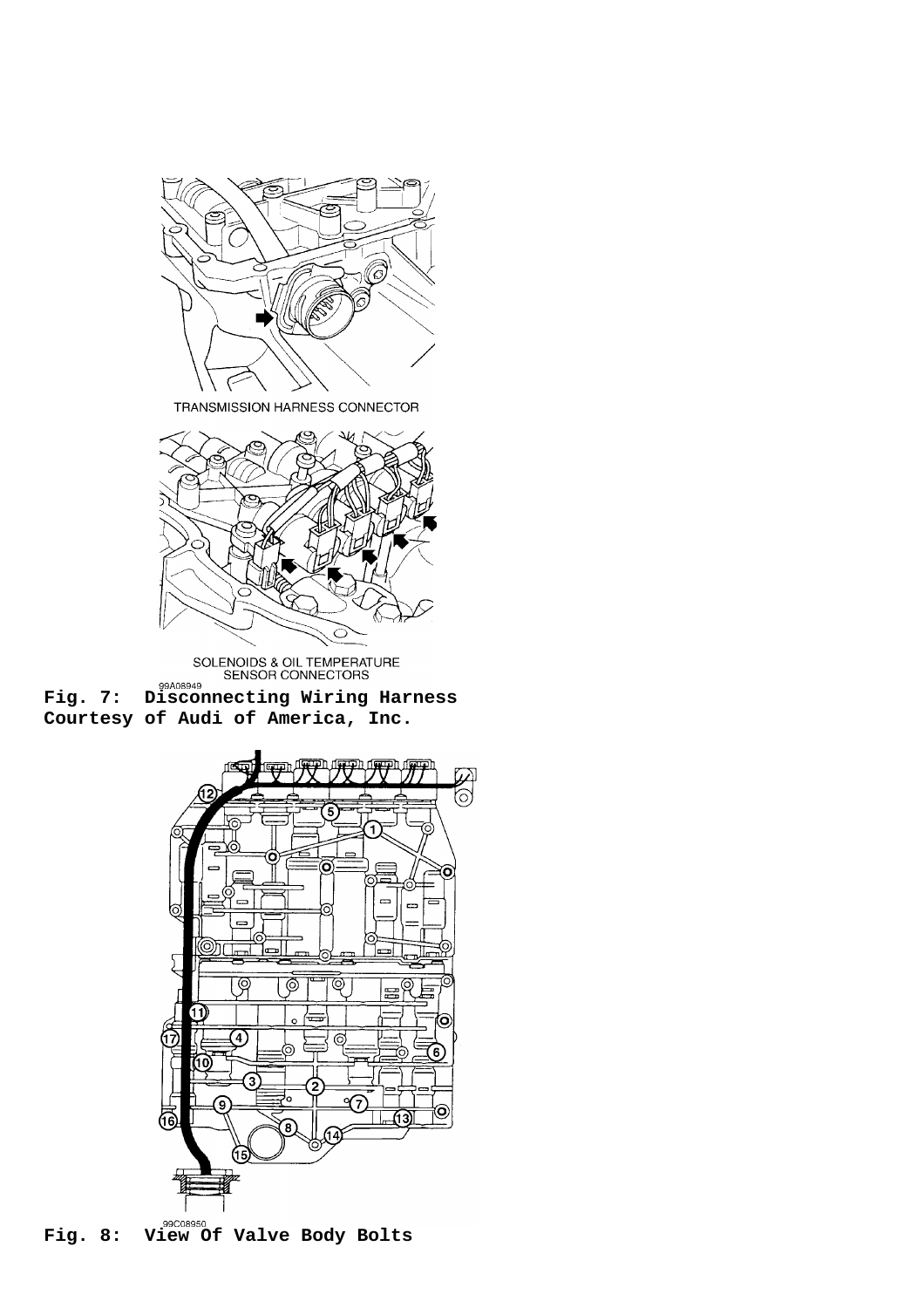TRANSMISSION HARNESS CONNECTOR

SOLENOIDS & OIL TEMPERATURE SENSOR CONNECTORS

99A08949

**Fig. 7: Disconnecting Wiring Harness**
**Courtesy of Audi of America, Inc.**

99C08950

**Fig. 8: View Of Valve Body Bolts**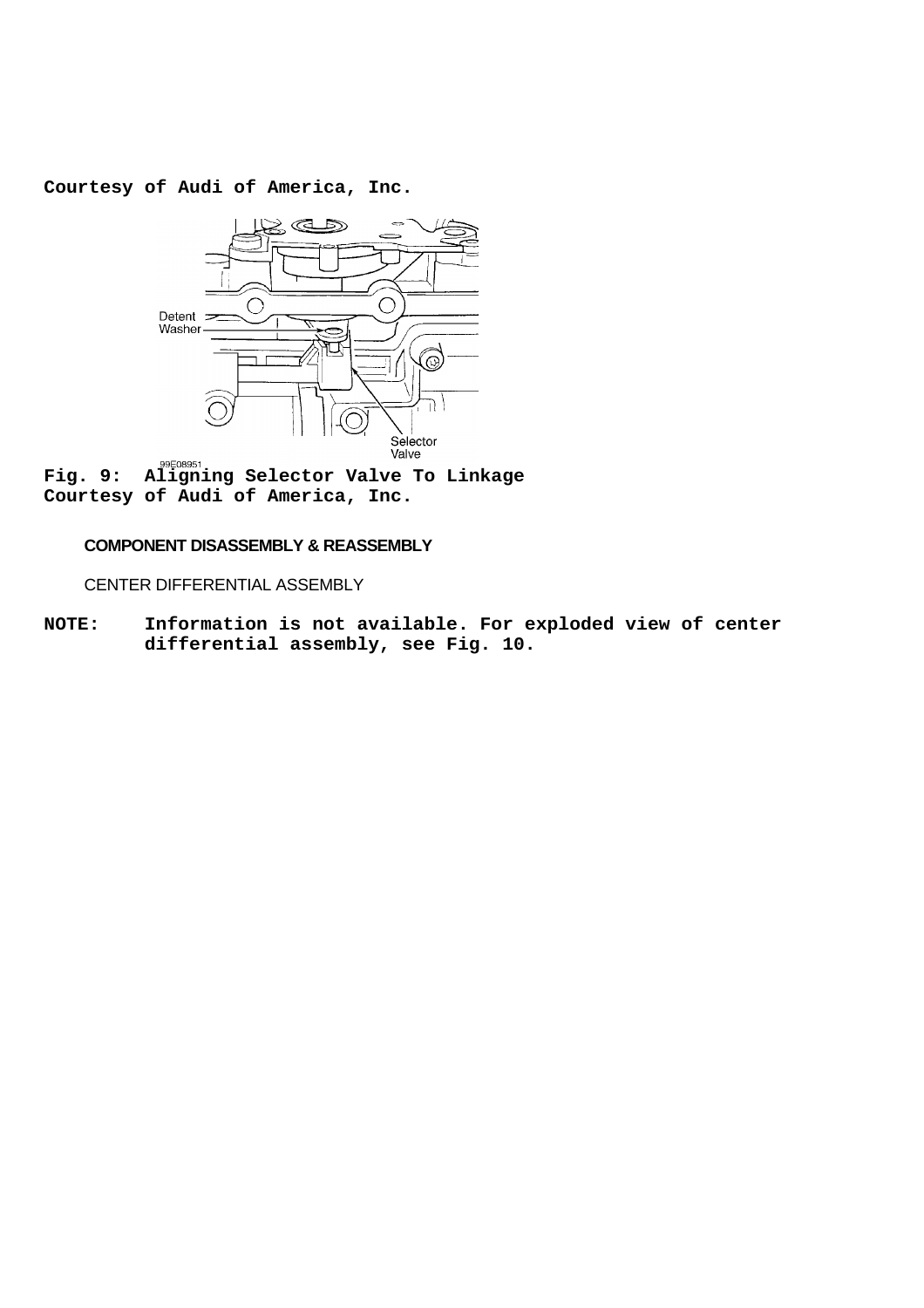**Courtesy of Audi of America, Inc.**

**Fig. 9: Aligning Selector Valve To Linkage**
**Courtesy of Audi of America, Inc.**

## COMPONENT DISASSEMBLY & REASSEMBLY

CENTER DIFFERENTIAL ASSEMBLY

**NOTE: Information is not available. For exploded view of center differential assembly, see Fig. 10.**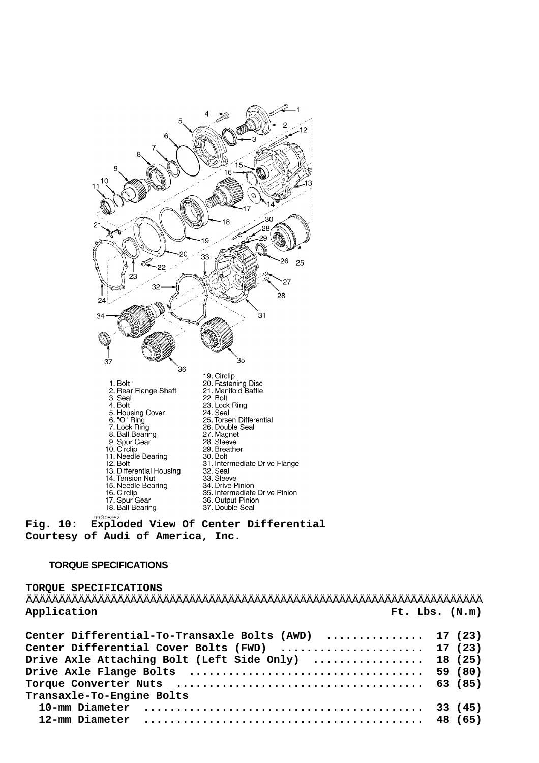1. Bolt
2. Rear Flange Shaft
3. Seal
4. Bolt
5. Housing Cover
6. "O" Ring
7. Lock Ring
8. Ball Bearing
9. Spur Gear
10. Circlip
11. Needle Bearing
12. Bolt
13. Differential Housing
14. Tension Nut
15. Needle Bearing
16. Circlip
17. Spur Gear
18. Ball Bearing
19. Circlip
20. Fastening Disc
21. Manifold Baffle
22. Bolt
23. Lock Ring
24. Seal
25. Torsen Differential
26. Double Seal
27. Magnet
28. Sleeve
29. Breather
30. Bolt
31. Intermediate Drive Flange
32. Seal
33. Sleeve
34. Drive Pinion
35. Intermediate Drive Pinion
36. Output Pinion
37. Double Seal

99G08952

**Fig. 10: Exploded View Of Center Differential**
**Courtesy of Audi of America, Inc.**

### TORQUE SPECIFICATIONS

**TORQUE SPECIFICATIONS**

| Application | Ft. Lbs. (N.m) |
|---|---|
| Center Differential-To-Transaxle Bolts (AWD) | 17 (23) |
| Center Differential Cover Bolts (FWD) | 17 (23) |
| Drive Axle Attaching Bolt (Left Side Only) | 18 (25) |
| Drive Axle Flange Bolts | 59 (80) |
| Torque Converter Nuts | 63 (85) |
| Transaxle-To-Engine Bolts | |
| 10-mm Diameter | 33 (45) |
| 12-mm Diameter | 48 (65) |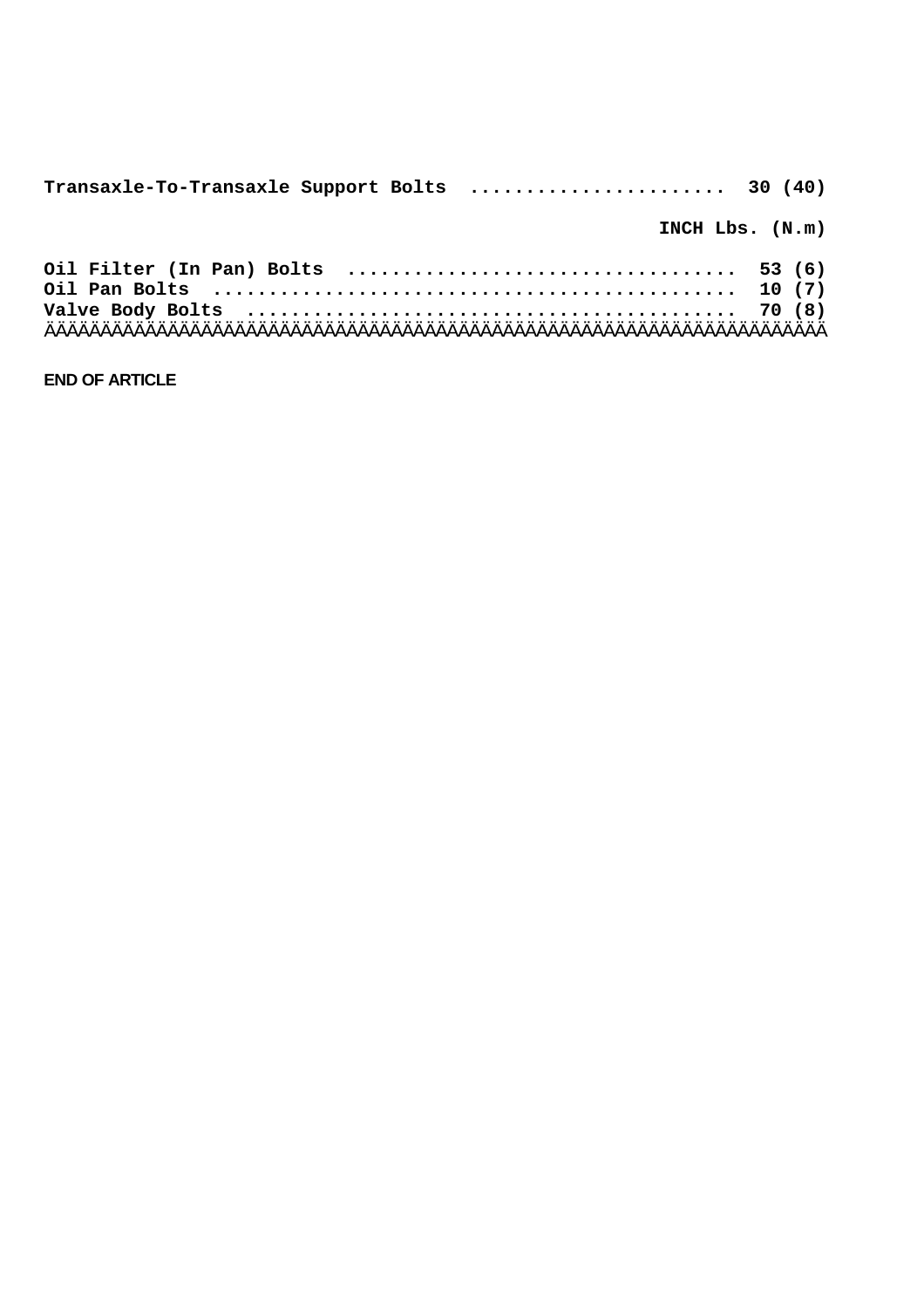| Application | Ft. Lbs. (N.m) |
| --- | --- |
| Transaxle-To-Transaxle Support Bolts | 30 (40) |
| | **INCH Lbs. (N.m)** |
| Oil Filter (In Pan) Bolts | 53 (6) |
| Oil Pan Bolts | 10 (7) |
| Valve Body Bolts | 70 (8) |

**END OF ARTICLE**